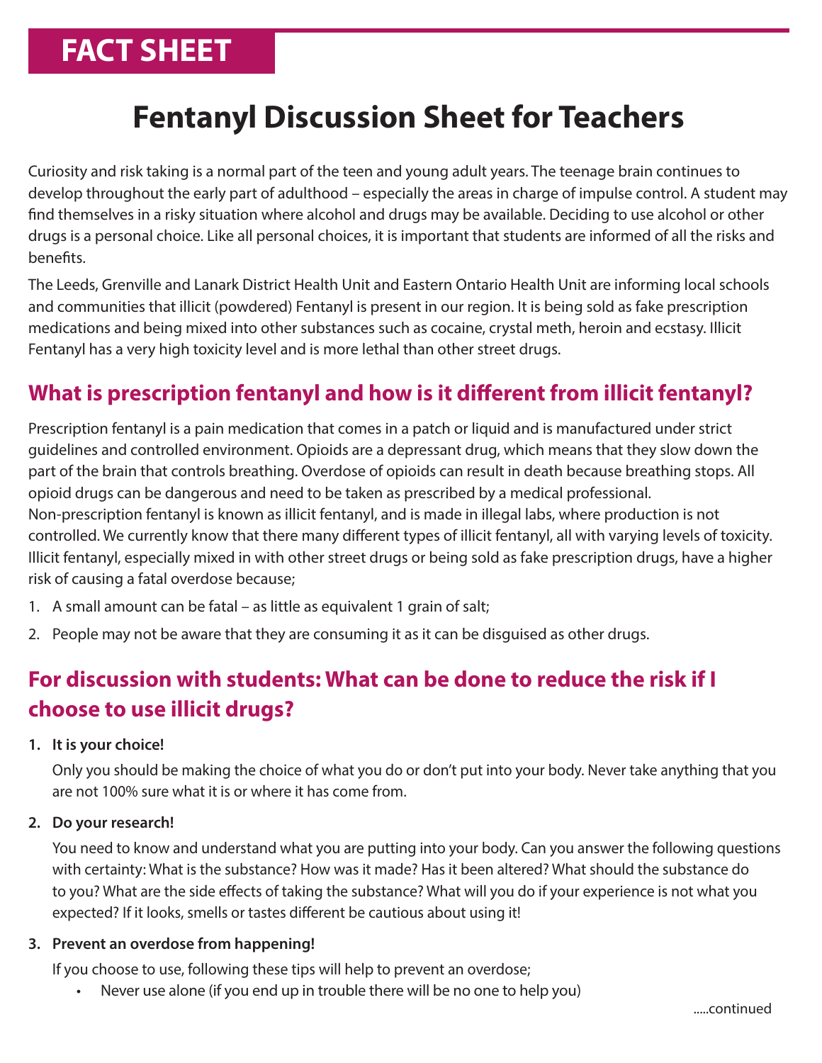# FACT SHEET

# Fentanyl Discussion Sheet for Teachers

Curiosity and risk taking is a normal part of the teen and young adult years. The teenage brain continues to develop throughout the early part of adulthood – especially the areas in charge of impulse control. A student may find themselves in a risky situation where alcohol and drugs may be available. Deciding to use alcohol or other drugs is a personal choice. Like all personal choices, it is important that students are informed of all the risks and benefits.

The Leeds, Grenville and Lanark District Health Unit and Eastern Ontario Health Unit are informing local schools and communities that illicit (powdered) Fentanyl is present in our region. It is being sold as fake prescription medications and being mixed into other substances such as cocaine, crystal meth, heroin and ecstasy. Illicit Fentanyl has a very high toxicity level and is more lethal than other street drugs.

## What is prescription fentanyl and how is it different from illicit fentanyl?

Prescription fentanyl is a pain medication that comes in a patch or liquid and is manufactured under strict guidelines and controlled environment. Opioids are a depressant drug, which means that they slow down the part of the brain that controls breathing. Overdose of opioids can result in death because breathing stops. All opioid drugs can be dangerous and need to be taken as prescribed by a medical professional.
Non-prescription fentanyl is known as illicit fentanyl, and is made in illegal labs, where production is not controlled. We currently know that there many different types of illicit fentanyl, all with varying levels of toxicity. Illicit fentanyl, especially mixed in with other street drugs or being sold as fake prescription drugs, have a higher risk of causing a fatal overdose because;

1. A small amount can be fatal – as little as equivalent 1 grain of salt;
2. People may not be aware that they are consuming it as it can be disguised as other drugs.

## For discussion with students: What can be done to reduce the risk if I choose to use illicit drugs?

1. **It is your choice!**

   Only you should be making the choice of what you do or don't put into your body. Never take anything that you are not 100% sure what it is or where it has come from.

2. **Do your research!**

   You need to know and understand what you are putting into your body. Can you answer the following questions with certainty: What is the substance? How was it made? Has it been altered? What should the substance do to you? What are the side effects of taking the substance? What will you do if your experience is not what you expected? If it looks, smells or tastes different be cautious about using it!

3. **Prevent an overdose from happening!**

   If you choose to use, following these tips will help to prevent an overdose;

   - Never use alone (if you end up in trouble there will be no one to help you)

.....continued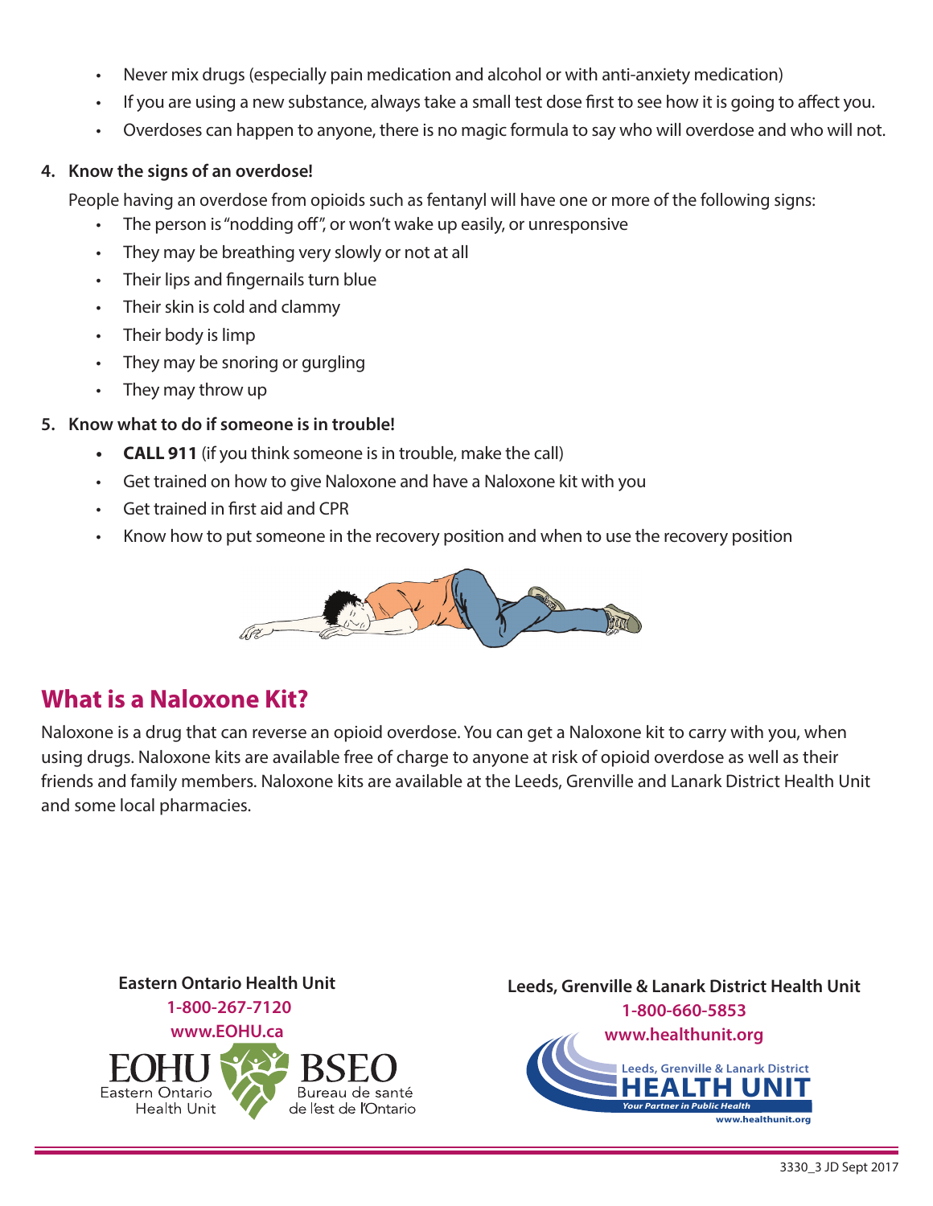- Never mix drugs (especially pain medication and alcohol or with anti-anxiety medication)
- If you are using a new substance, always take a small test dose first to see how it is going to affect you.
- Overdoses can happen to anyone, there is no magic formula to say who will overdose and who will not.

4. **Know the signs of an overdose!**

   People having an overdose from opioids such as fentanyl will have one or more of the following signs:

   - The person is "nodding off", or won't wake up easily, or unresponsive
   - They may be breathing very slowly or not at all
   - Their lips and fingernails turn blue
   - Their skin is cold and clammy
   - Their body is limp
   - They may be snoring or gurgling
   - They may throw up

5. **Know what to do if someone is in trouble!**

   - **CALL 911** (if you think someone is in trouble, make the call)
   - Get trained on how to give Naloxone and have a Naloxone kit with you
   - Get trained in first aid and CPR
   - Know how to put someone in the recovery position and when to use the recovery position

## What is a Naloxone Kit?

Naloxone is a drug that can reverse an opioid overdose. You can get a Naloxone kit to carry with you, when using drugs. Naloxone kits are available free of charge to anyone at risk of opioid overdose as well as their friends and family members. Naloxone kits are available at the Leeds, Grenville and Lanark District Health Unit and some local pharmacies.

**Eastern Ontario Health Unit**
1-800-267-7120
www.EOHU.ca

EOHU Eastern Ontario Health Unit
BSEO Bureau de santé de l'est de l'Ontario

**Leeds, Grenville & Lanark District Health Unit**
1-800-660-5853
www.healthunit.org

Leeds, Grenville & Lanark District HEALTH UNIT
*Your Partner in Public Health*
www.healthunit.org

3330_3 JD Sept 2017